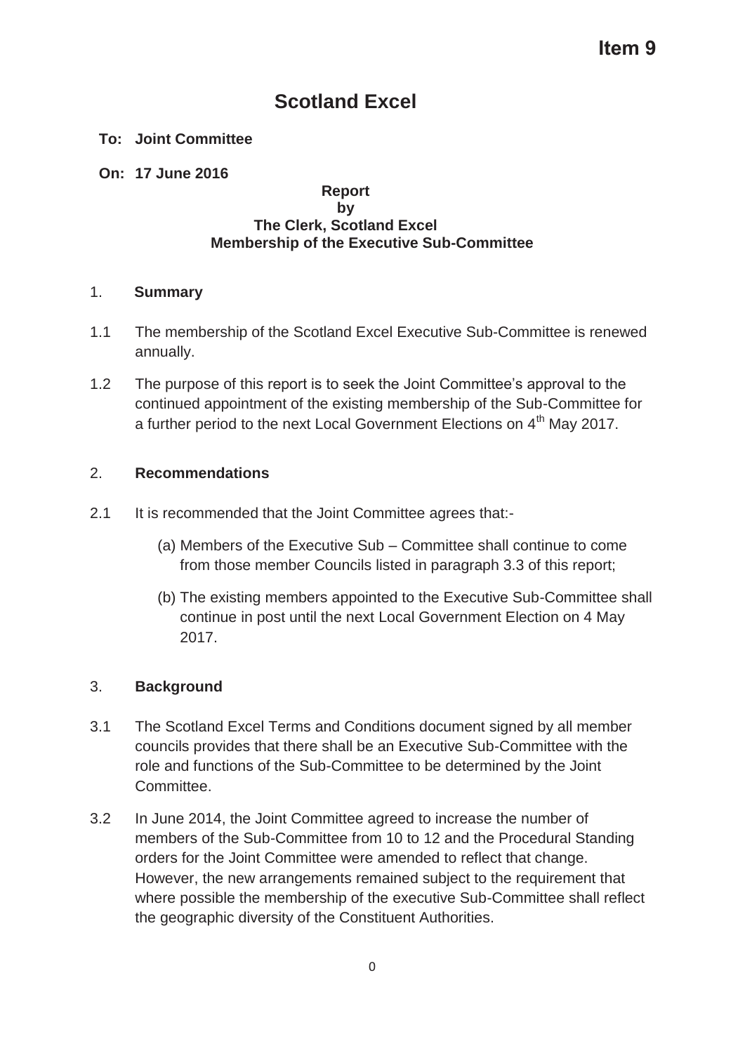**Item 9**

# Scotland Excel

**To: Joint Committee**

**On: 17 June 2016**

**Report**
**by**
**The Clerk, Scotland Excel**
**Membership of the Executive Sub-Committee**

## 1. Summary

1.1 The membership of the Scotland Excel Executive Sub-Committee is renewed annually.

1.2 The purpose of this report is to seek the Joint Committee's approval to the continued appointment of the existing membership of the Sub-Committee for a further period to the next Local Government Elections on 4th May 2017.

## 2. Recommendations

2.1 It is recommended that the Joint Committee agrees that:-

(a) Members of the Executive Sub – Committee shall continue to come from those member Councils listed in paragraph 3.3 of this report;

(b) The existing members appointed to the Executive Sub-Committee shall continue in post until the next Local Government Election on 4 May 2017.

## 3. Background

3.1 The Scotland Excel Terms and Conditions document signed by all member councils provides that there shall be an Executive Sub-Committee with the role and functions of the Sub-Committee to be determined by the Joint Committee.

3.2 In June 2014, the Joint Committee agreed to increase the number of members of the Sub-Committee from 10 to 12 and the Procedural Standing orders for the Joint Committee were amended to reflect that change. However, the new arrangements remained subject to the requirement that where possible the membership of the executive Sub-Committee shall reflect the geographic diversity of the Constituent Authorities.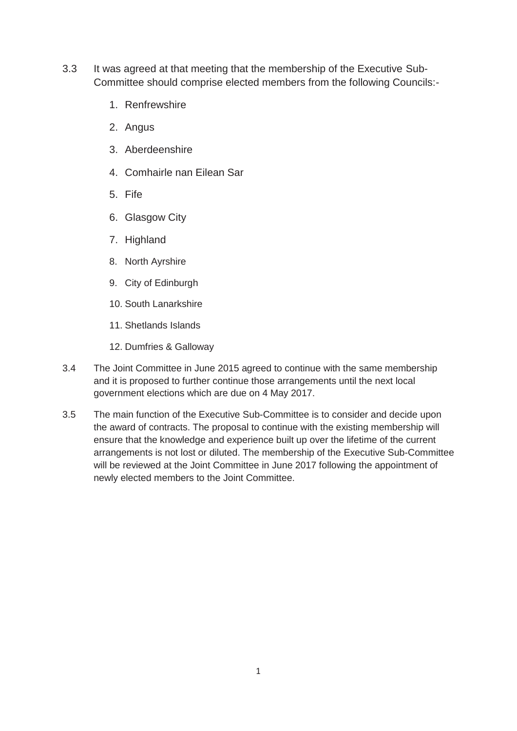3.3 It was agreed at that meeting that the membership of the Executive Sub-Committee should comprise elected members from the following Councils:-

1. Renfrewshire
2. Angus
3. Aberdeenshire
4. Comhairle nan Eilean Sar
5. Fife
6. Glasgow City
7. Highland
8. North Ayrshire
9. City of Edinburgh
10. South Lanarkshire
11. Shetlands Islands
12. Dumfries & Galloway

3.4 The Joint Committee in June 2015 agreed to continue with the same membership and it is proposed to further continue those arrangements until the next local government elections which are due on 4 May 2017.

3.5 The main function of the Executive Sub-Committee is to consider and decide upon the award of contracts. The proposal to continue with the existing membership will ensure that the knowledge and experience built up over the lifetime of the current arrangements is not lost or diluted. The membership of the Executive Sub-Committee will be reviewed at the Joint Committee in June 2017 following the appointment of newly elected members to the Joint Committee.